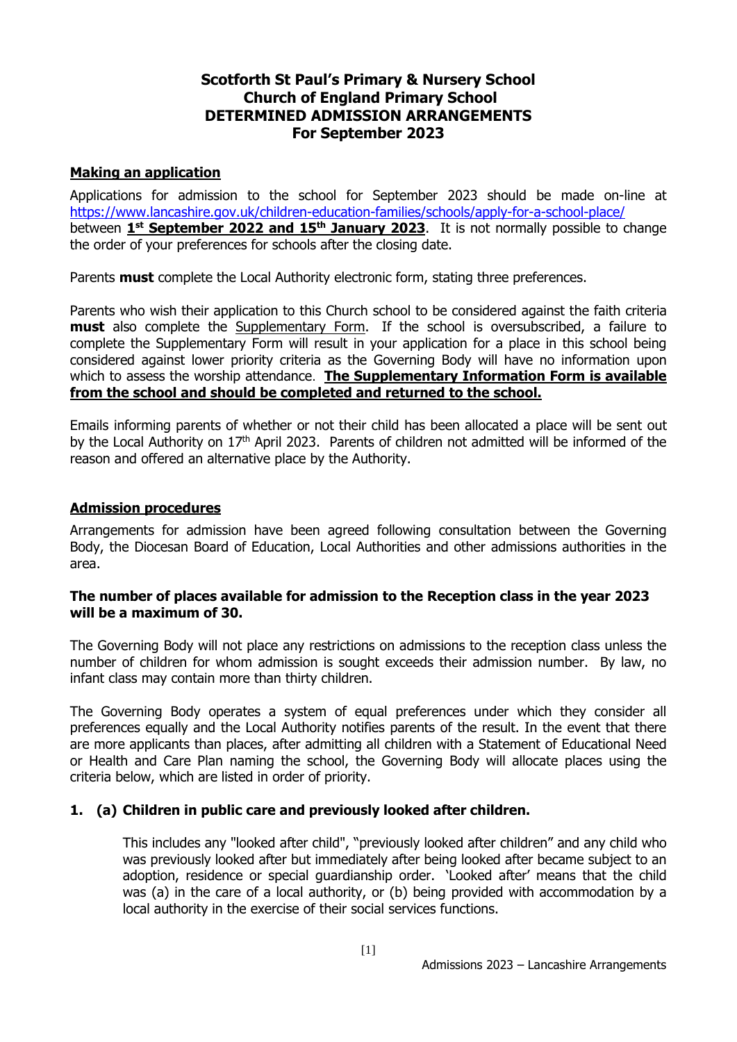# Scotforth St Paul's Primary & Nursery School
# Church of England Primary School
# DETERMINED ADMISSION ARRANGEMENTS
# For September 2023

## Making an application

Applications for admission to the school for September 2023 should be made on-line at https://www.lancashire.gov.uk/children-education-families/schools/apply-for-a-school-place/ between **1st September 2022 and 15th January 2023**. It is not normally possible to change the order of your preferences for schools after the closing date.

Parents **must** complete the Local Authority electronic form, stating three preferences.

Parents who wish their application to this Church school to be considered against the faith criteria **must** also complete the Supplementary Form. If the school is oversubscribed, a failure to complete the Supplementary Form will result in your application for a place in this school being considered against lower priority criteria as the Governing Body will have no information upon which to assess the worship attendance. **The Supplementary Information Form is available from the school and should be completed and returned to the school.**

Emails informing parents of whether or not their child has been allocated a place will be sent out by the Local Authority on 17th April 2023. Parents of children not admitted will be informed of the reason and offered an alternative place by the Authority.

## Admission procedures

Arrangements for admission have been agreed following consultation between the Governing Body, the Diocesan Board of Education, Local Authorities and other admissions authorities in the area.

**The number of places available for admission to the Reception class in the year 2023 will be a maximum of 30.**

The Governing Body will not place any restrictions on admissions to the reception class unless the number of children for whom admission is sought exceeds their admission number. By law, no infant class may contain more than thirty children.

The Governing Body operates a system of equal preferences under which they consider all preferences equally and the Local Authority notifies parents of the result. In the event that there are more applicants than places, after admitting all children with a Statement of Educational Need or Health and Care Plan naming the school, the Governing Body will allocate places using the criteria below, which are listed in order of priority.

**1. (a) Children in public care and previously looked after children.**

This includes any "looked after child", "previously looked after children" and any child who was previously looked after but immediately after being looked after became subject to an adoption, residence or special guardianship order. 'Looked after' means that the child was (a) in the care of a local authority, or (b) being provided with accommodation by a local authority in the exercise of their social services functions.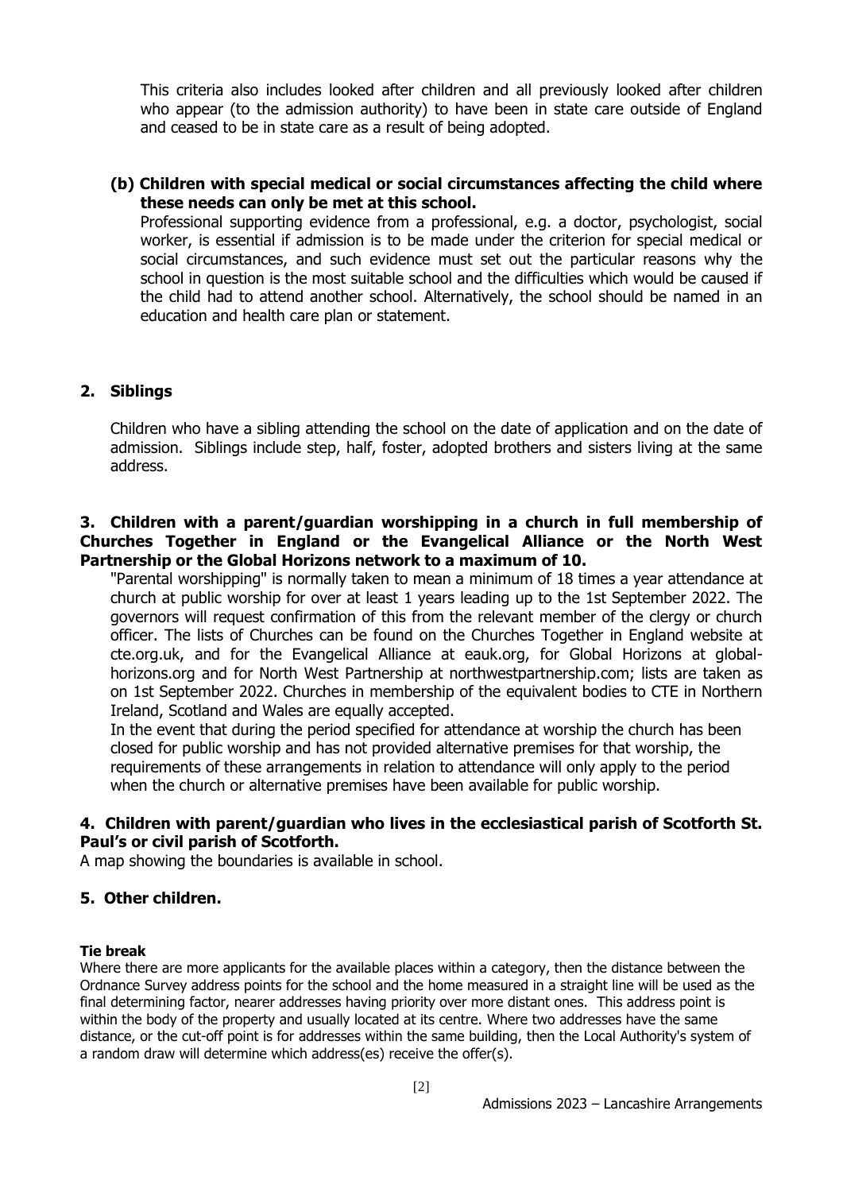This criteria also includes looked after children and all previously looked after children who appear (to the admission authority) to have been in state care outside of England and ceased to be in state care as a result of being adopted.

**(b) Children with special medical or social circumstances affecting the child where these needs can only be met at this school.**

Professional supporting evidence from a professional, e.g. a doctor, psychologist, social worker, is essential if admission is to be made under the criterion for special medical or social circumstances, and such evidence must set out the particular reasons why the school in question is the most suitable school and the difficulties which would be caused if the child had to attend another school. Alternatively, the school should be named in an education and health care plan or statement.

**2. Siblings**

Children who have a sibling attending the school on the date of application and on the date of admission. Siblings include step, half, foster, adopted brothers and sisters living at the same address.

**3. Children with a parent/guardian worshipping in a church in full membership of Churches Together in England or the Evangelical Alliance or the North West Partnership or the Global Horizons network to a maximum of 10.**

"Parental worshipping" is normally taken to mean a minimum of 18 times a year attendance at church at public worship for over at least 1 years leading up to the 1st September 2022. The governors will request confirmation of this from the relevant member of the clergy or church officer. The lists of Churches can be found on the Churches Together in England website at cte.org.uk, and for the Evangelical Alliance at eauk.org, for Global Horizons at global-horizons.org and for North West Partnership at northwestpartnership.com; lists are taken as on 1st September 2022. Churches in membership of the equivalent bodies to CTE in Northern Ireland, Scotland and Wales are equally accepted.

In the event that during the period specified for attendance at worship the church has been closed for public worship and has not provided alternative premises for that worship, the requirements of these arrangements in relation to attendance will only apply to the period when the church or alternative premises have been available for public worship.

**4. Children with parent/guardian who lives in the ecclesiastical parish of Scotforth St. Paul's or civil parish of Scotforth.**

A map showing the boundaries is available in school.

**5. Other children.**

**Tie break**

Where there are more applicants for the available places within a category, then the distance between the Ordnance Survey address points for the school and the home measured in a straight line will be used as the final determining factor, nearer addresses having priority over more distant ones. This address point is within the body of the property and usually located at its centre. Where two addresses have the same distance, or the cut-off point is for addresses within the same building, then the Local Authority's system of a random draw will determine which address(es) receive the offer(s).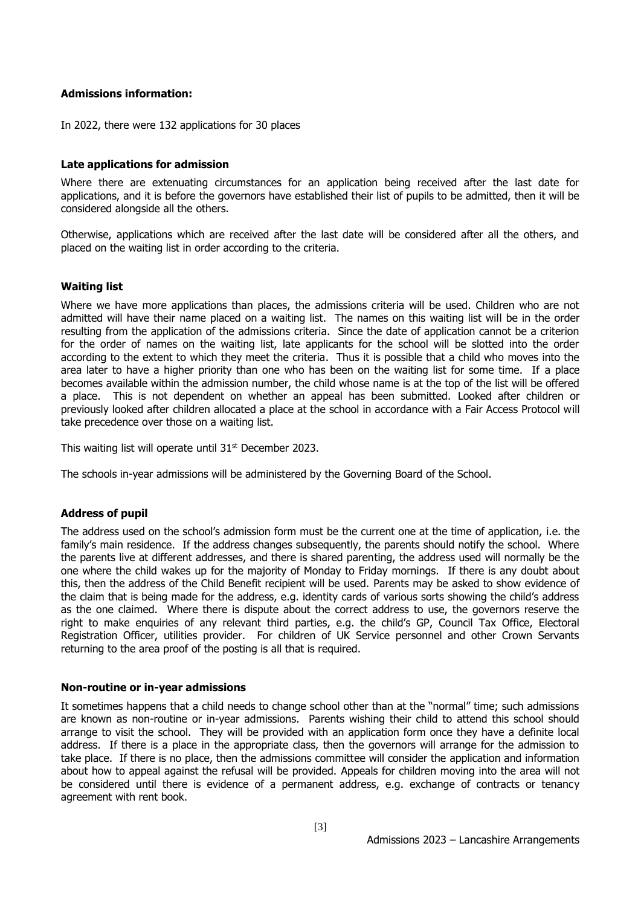**Admissions information:**

In 2022, there were 132 applications for 30 places

**Late applications for admission**

Where there are extenuating circumstances for an application being received after the last date for applications, and it is before the governors have established their list of pupils to be admitted, then it will be considered alongside all the others.

Otherwise, applications which are received after the last date will be considered after all the others, and placed on the waiting list in order according to the criteria.

**Waiting list**

Where we have more applications than places, the admissions criteria will be used. Children who are not admitted will have their name placed on a waiting list. The names on this waiting list will be in the order resulting from the application of the admissions criteria. Since the date of application cannot be a criterion for the order of names on the waiting list, late applicants for the school will be slotted into the order according to the extent to which they meet the criteria. Thus it is possible that a child who moves into the area later to have a higher priority than one who has been on the waiting list for some time. If a place becomes available within the admission number, the child whose name is at the top of the list will be offered a place. This is not dependent on whether an appeal has been submitted. Looked after children or previously looked after children allocated a place at the school in accordance with a Fair Access Protocol will take precedence over those on a waiting list.

This waiting list will operate until 31st December 2023.

The schools in-year admissions will be administered by the Governing Board of the School.

**Address of pupil**

The address used on the school's admission form must be the current one at the time of application, i.e. the family's main residence. If the address changes subsequently, the parents should notify the school. Where the parents live at different addresses, and there is shared parenting, the address used will normally be the one where the child wakes up for the majority of Monday to Friday mornings. If there is any doubt about this, then the address of the Child Benefit recipient will be used. Parents may be asked to show evidence of the claim that is being made for the address, e.g. identity cards of various sorts showing the child's address as the one claimed. Where there is dispute about the correct address to use, the governors reserve the right to make enquiries of any relevant third parties, e.g. the child's GP, Council Tax Office, Electoral Registration Officer, utilities provider. For children of UK Service personnel and other Crown Servants returning to the area proof of the posting is all that is required.

**Non-routine or in-year admissions**

It sometimes happens that a child needs to change school other than at the "normal" time; such admissions are known as non-routine or in-year admissions. Parents wishing their child to attend this school should arrange to visit the school. They will be provided with an application form once they have a definite local address. If there is a place in the appropriate class, then the governors will arrange for the admission to take place. If there is no place, then the admissions committee will consider the application and information about how to appeal against the refusal will be provided. Appeals for children moving into the area will not be considered until there is evidence of a permanent address, e.g. exchange of contracts or tenancy agreement with rent book.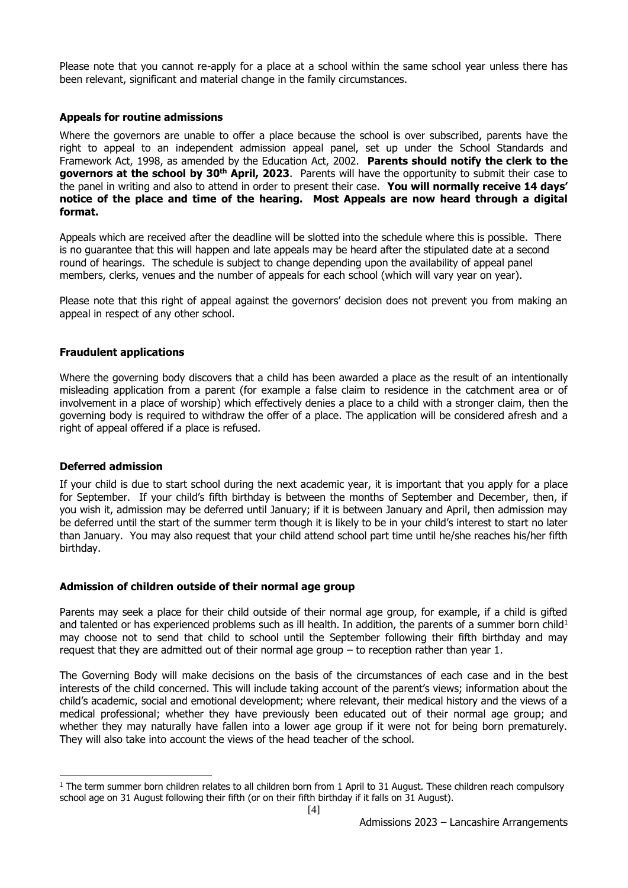Please note that you cannot re-apply for a place at a school within the same school year unless there has been relevant, significant and material change in the family circumstances.

### Appeals for routine admissions

Where the governors are unable to offer a place because the school is over subscribed, parents have the right to appeal to an independent admission appeal panel, set up under the School Standards and Framework Act, 1998, as amended by the Education Act, 2002. **Parents should notify the clerk to the governors at the school by 30th April, 2023**. Parents will have the opportunity to submit their case to the panel in writing and also to attend in order to present their case. **You will normally receive 14 days' notice of the place and time of the hearing. Most Appeals are now heard through a digital format.**

Appeals which are received after the deadline will be slotted into the schedule where this is possible. There is no guarantee that this will happen and late appeals may be heard after the stipulated date at a second round of hearings. The schedule is subject to change depending upon the availability of appeal panel members, clerks, venues and the number of appeals for each school (which will vary year on year).

Please note that this right of appeal against the governors' decision does not prevent you from making an appeal in respect of any other school.

### Fraudulent applications

Where the governing body discovers that a child has been awarded a place as the result of an intentionally misleading application from a parent (for example a false claim to residence in the catchment area or of involvement in a place of worship) which effectively denies a place to a child with a stronger claim, then the governing body is required to withdraw the offer of a place. The application will be considered afresh and a right of appeal offered if a place is refused.

### Deferred admission

If your child is due to start school during the next academic year, it is important that you apply for a place for September. If your child's fifth birthday is between the months of September and December, then, if you wish it, admission may be deferred until January; if it is between January and April, then admission may be deferred until the start of the summer term though it is likely to be in your child's interest to start no later than January. You may also request that your child attend school part time until he/she reaches his/her fifth birthday.

### Admission of children outside of their normal age group

Parents may seek a place for their child outside of their normal age group, for example, if a child is gifted and talented or has experienced problems such as ill health. In addition, the parents of a summer born child[1] may choose not to send that child to school until the September following their fifth birthday and may request that they are admitted out of their normal age group – to reception rather than year 1.

The Governing Body will make decisions on the basis of the circumstances of each case and in the best interests of the child concerned. This will include taking account of the parent's views; information about the child's academic, social and emotional development; where relevant, their medical history and the views of a medical professional; whether they have previously been educated out of their normal age group; and whether they may naturally have fallen into a lower age group if it were not for being born prematurely. They will also take into account the views of the head teacher of the school.

[1] The term summer born children relates to all children born from 1 April to 31 August. These children reach compulsory school age on 31 August following their fifth (or on their fifth birthday if it falls on 31 August).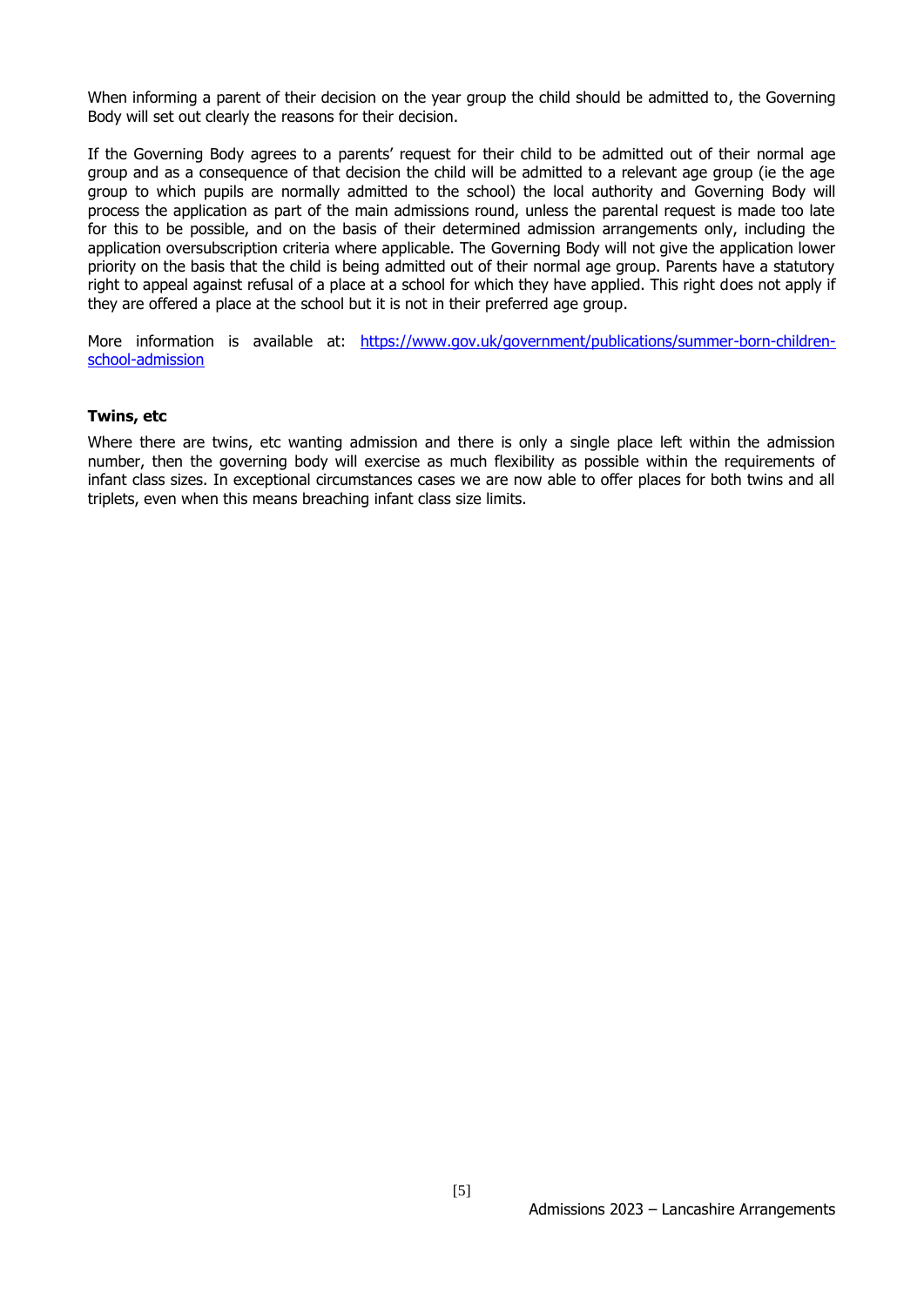When informing a parent of their decision on the year group the child should be admitted to, the Governing Body will set out clearly the reasons for their decision.

If the Governing Body agrees to a parents' request for their child to be admitted out of their normal age group and as a consequence of that decision the child will be admitted to a relevant age group (ie the age group to which pupils are normally admitted to the school) the local authority and Governing Body will process the application as part of the main admissions round, unless the parental request is made too late for this to be possible, and on the basis of their determined admission arrangements only, including the application oversubscription criteria where applicable. The Governing Body will not give the application lower priority on the basis that the child is being admitted out of their normal age group. Parents have a statutory right to appeal against refusal of a place at a school for which they have applied. This right does not apply if they are offered a place at the school but it is not in their preferred age group.

More information is available at: [https://www.gov.uk/government/publications/summer-born-children-school-admission](https://www.gov.uk/government/publications/summer-born-children-school-admission)

**Twins, etc**

Where there are twins, etc wanting admission and there is only a single place left within the admission number, then the governing body will exercise as much flexibility as possible within the requirements of infant class sizes. In exceptional circumstances cases we are now able to offer places for both twins and all triplets, even when this means breaching infant class size limits.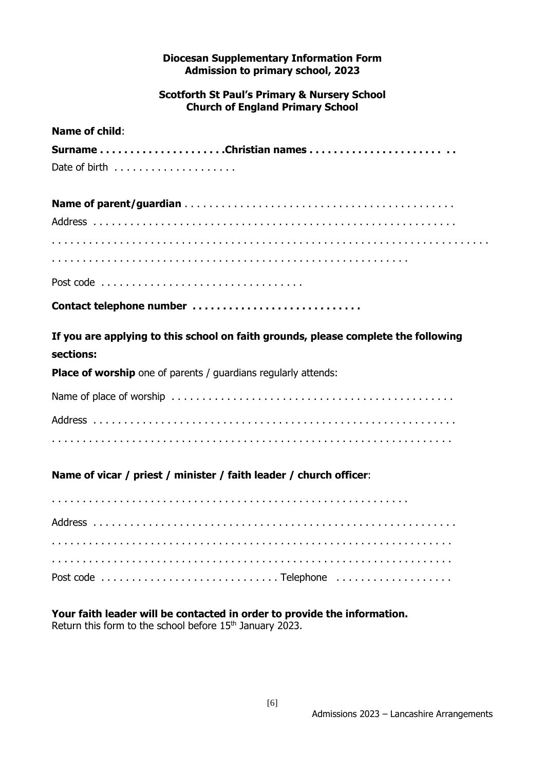**Diocesan Supplementary Information Form**
**Admission to primary school, 2023**

**Scotforth St Paul's Primary & Nursery School**
**Church of England Primary School**

**Name of child**:

**Surname . . . . . . . . . . . . . . . . . . . .Christian names . . . . . . . . . . . . . . . . . . . . . . .**

Date of birth . . . . . . . . . . . . . . . . . . .

**Name of parent/guardian** . . . . . . . . . . . . . . . . . . . . . . . . . . . . . . . . . . . . . . . . . . .

Address . . . . . . . . . . . . . . . . . . . . . . . . . . . . . . . . . . . . . . . . . . . . . . . . . . . . . . .

. . . . . . . . . . . . . . . . . . . . . . . . . . . . . . . . . . . . . . . . . . . . . . . . . . . . . . . . . . . . . . . .

. . . . . . . . . . . . . . . . . . . . . . . . . . . . . . . . . . . . . . . . . . . . . . . . . . . . .

Post code . . . . . . . . . . . . . . . . . . . . . . . . . . . . . . . .

**Contact telephone number . . . . . . . . . . . . . . . . . . . . . . . . . . .**

**If you are applying to this school on faith grounds, please complete the following sections:**

**Place of worship** one of parents / guardians regularly attends:

Name of place of worship . . . . . . . . . . . . . . . . . . . . . . . . . . . . . . . . . . . . . . . . . . . . .

Address . . . . . . . . . . . . . . . . . . . . . . . . . . . . . . . . . . . . . . . . . . . . . . . . . . . . . . .

. . . . . . . . . . . . . . . . . . . . . . . . . . . . . . . . . . . . . . . . . . . . . . . . . . . . . . . . . . .

**Name of vicar / priest / minister / faith leader / church officer**:

. . . . . . . . . . . . . . . . . . . . . . . . . . . . . . . . . . . . . . . . . . . . . . . . . . . . .

Address . . . . . . . . . . . . . . . . . . . . . . . . . . . . . . . . . . . . . . . . . . . . . . . . . . . . . . .

. . . . . . . . . . . . . . . . . . . . . . . . . . . . . . . . . . . . . . . . . . . . . . . . . . . . . . . . . . .

. . . . . . . . . . . . . . . . . . . . . . . . . . . . . . . . . . . . . . . . . . . . . . . . . . . . . . . . . . .

Post code . . . . . . . . . . . . . . . . . . . . . . . . . . . . Telephone . . . . . . . . . . . . . . . . . . .

**Your faith leader will be contacted in order to provide the information.**
Return this form to the school before 15th January 2023.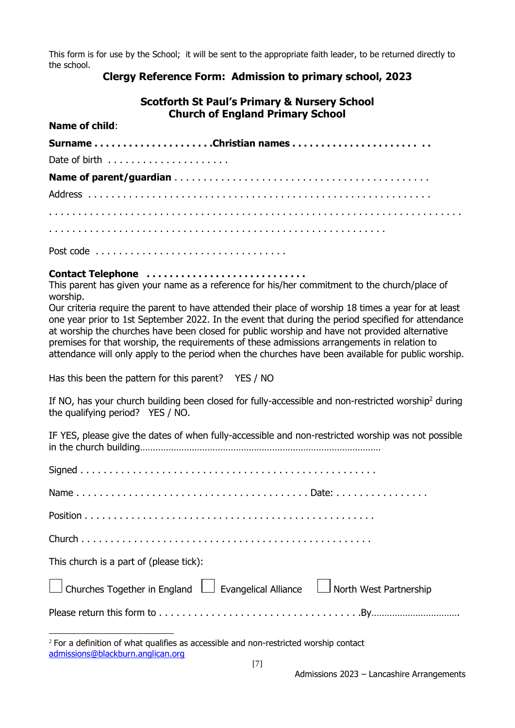This form is for use by the School; it will be sent to the appropriate faith leader, to be returned directly to the school.

## Clergy Reference Form: Admission to primary school, 2023

### Scotforth St Paul's Primary & Nursery School
### Church of England Primary School

**Name of child**:

**Surname . . . . . . . . . . . . . . . . . . . . .Christian names . . . . . . . . . . . . . . . . . . . . . . . .**

Date of birth . . . . . . . . . . . . . . . . . . . . .

**Name of parent/guardian** . . . . . . . . . . . . . . . . . . . . . . . . . . . . . . . . . . . . . . . . . . .

Address . . . . . . . . . . . . . . . . . . . . . . . . . . . . . . . . . . . . . . . . . . . . . . . . . . . . . . . .

. . . . . . . . . . . . . . . . . . . . . . . . . . . . . . . . . . . . . . . . . . . . . . . . . . . . . . . . . . . . . . . . .

. . . . . . . . . . . . . . . . . . . . . . . . . . . . . . . . . . . . . . . . . . . . . . . . . . . . .

Post code . . . . . . . . . . . . . . . . . . . . . . . . . . . . . . . .

**Contact Telephone . . . . . . . . . . . . . . . . . . . . . . . . . . . .**

This parent has given your name as a reference for his/her commitment to the church/place of worship.

Our criteria require the parent to have attended their place of worship 18 times a year for at least one year prior to 1st September 2022. In the event that during the period specified for attendance at worship the churches have been closed for public worship and have not provided alternative premises for that worship, the requirements of these admissions arrangements in relation to attendance will only apply to the period when the churches have been available for public worship.

Has this been the pattern for this parent? YES / NO

If NO, has your church building been closed for fully-accessible and non-restricted worship[2] during the qualifying period? YES / NO.

IF YES, please give the dates of when fully-accessible and non-restricted worship was not possible in the church building…………………………………………………………………………………

Signed . . . . . . . . . . . . . . . . . . . . . . . . . . . . . . . . . . . . . . . . . . . . . . . . . .

Name . . . . . . . . . . . . . . . . . . . . . . . . . . . . . . . . . . . . . . . Date: . . . . . . . . . . . . . . . .

Position . . . . . . . . . . . . . . . . . . . . . . . . . . . . . . . . . . . . . . . . . . . . . . . . . .

Church . . . . . . . . . . . . . . . . . . . . . . . . . . . . . . . . . . . . . . . . . . . . . . . . . .

This church is a part of (please tick):

☐ Churches Together in England ☐ Evangelical Alliance ☐ North West Partnership

Please return this form to . . . . . . . . . . . . . . . . . . . . . . . . . . . . . . . . . .By…………………………….

[2] For a definition of what qualifies as accessible and non-restricted worship contact admissions@blackburn.anglican.org